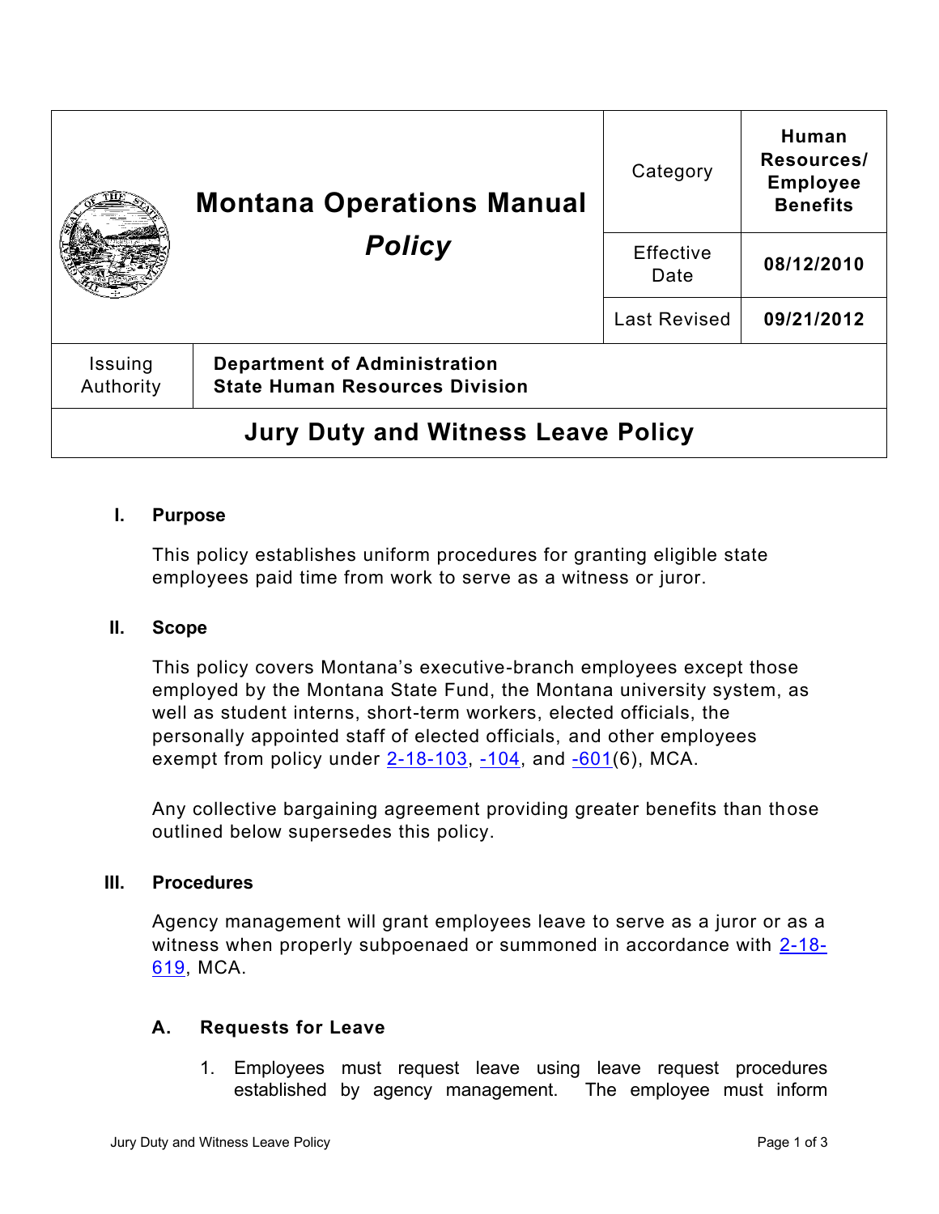| Montana Operations Manual *Policy* | Category | Human Resources/ Employee Benefits |
|---|---|---|
| | Effective Date | 08/12/2010 |
| | Last Revised | 09/21/2012 |
| Issuing Authority | Department of Administration State Human Resources Division | |

# Jury Duty and Witness Leave Policy

## I. Purpose

This policy establishes uniform procedures for granting eligible state employees paid time from work to serve as a witness or juror.

## II. Scope

This policy covers Montana's executive-branch employees except those employed by the Montana State Fund, the Montana university system, as well as student interns, short-term workers, elected officials, the personally appointed staff of elected officials, and other employees exempt from policy under 2-18-103, -104, and -601(6), MCA.

Any collective bargaining agreement providing greater benefits than those outlined below supersedes this policy.

## III. Procedures

Agency management will grant employees leave to serve as a juror or as a witness when properly subpoenaed or summoned in accordance with 2-18-619, MCA.

### A. Requests for Leave

1. Employees must request leave using leave request procedures established by agency management. The employee must inform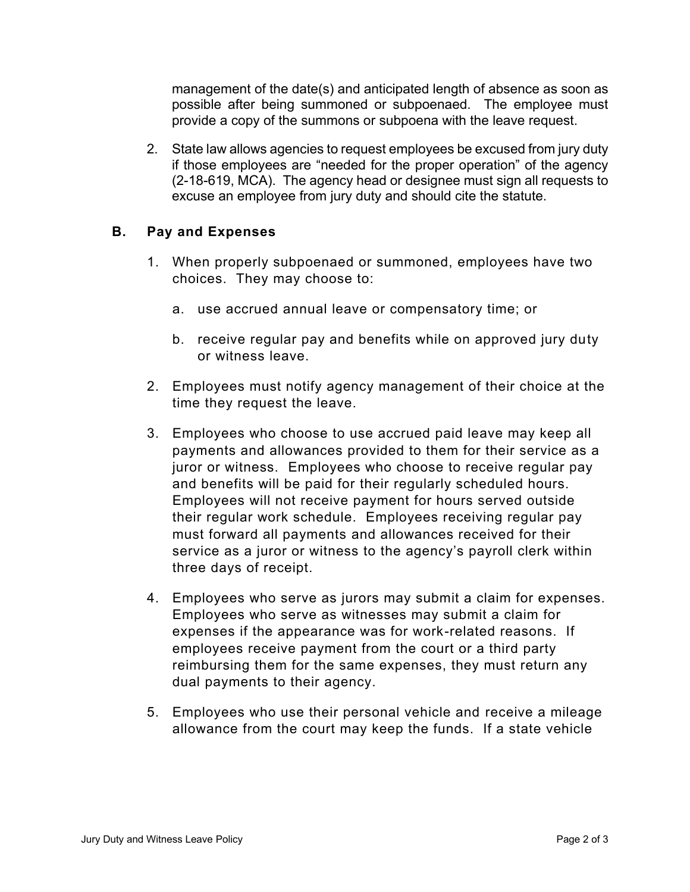management of the date(s) and anticipated length of absence as soon as possible after being summoned or subpoenaed. The employee must provide a copy of the summons or subpoena with the leave request.

2. State law allows agencies to request employees be excused from jury duty if those employees are "needed for the proper operation" of the agency (2-18-619, MCA). The agency head or designee must sign all requests to excuse an employee from jury duty and should cite the statute.

## B. Pay and Expenses

1. When properly subpoenaed or summoned, employees have two choices. They may choose to:

    a. use accrued annual leave or compensatory time; or

    b. receive regular pay and benefits while on approved jury duty or witness leave.

2. Employees must notify agency management of their choice at the time they request the leave.

3. Employees who choose to use accrued paid leave may keep all payments and allowances provided to them for their service as a juror or witness. Employees who choose to receive regular pay and benefits will be paid for their regularly scheduled hours. Employees will not receive payment for hours served outside their regular work schedule. Employees receiving regular pay must forward all payments and allowances received for their service as a juror or witness to the agency's payroll clerk within three days of receipt.

4. Employees who serve as jurors may submit a claim for expenses. Employees who serve as witnesses may submit a claim for expenses if the appearance was for work-related reasons. If employees receive payment from the court or a third party reimbursing them for the same expenses, they must return any dual payments to their agency.

5. Employees who use their personal vehicle and receive a mileage allowance from the court may keep the funds. If a state vehicle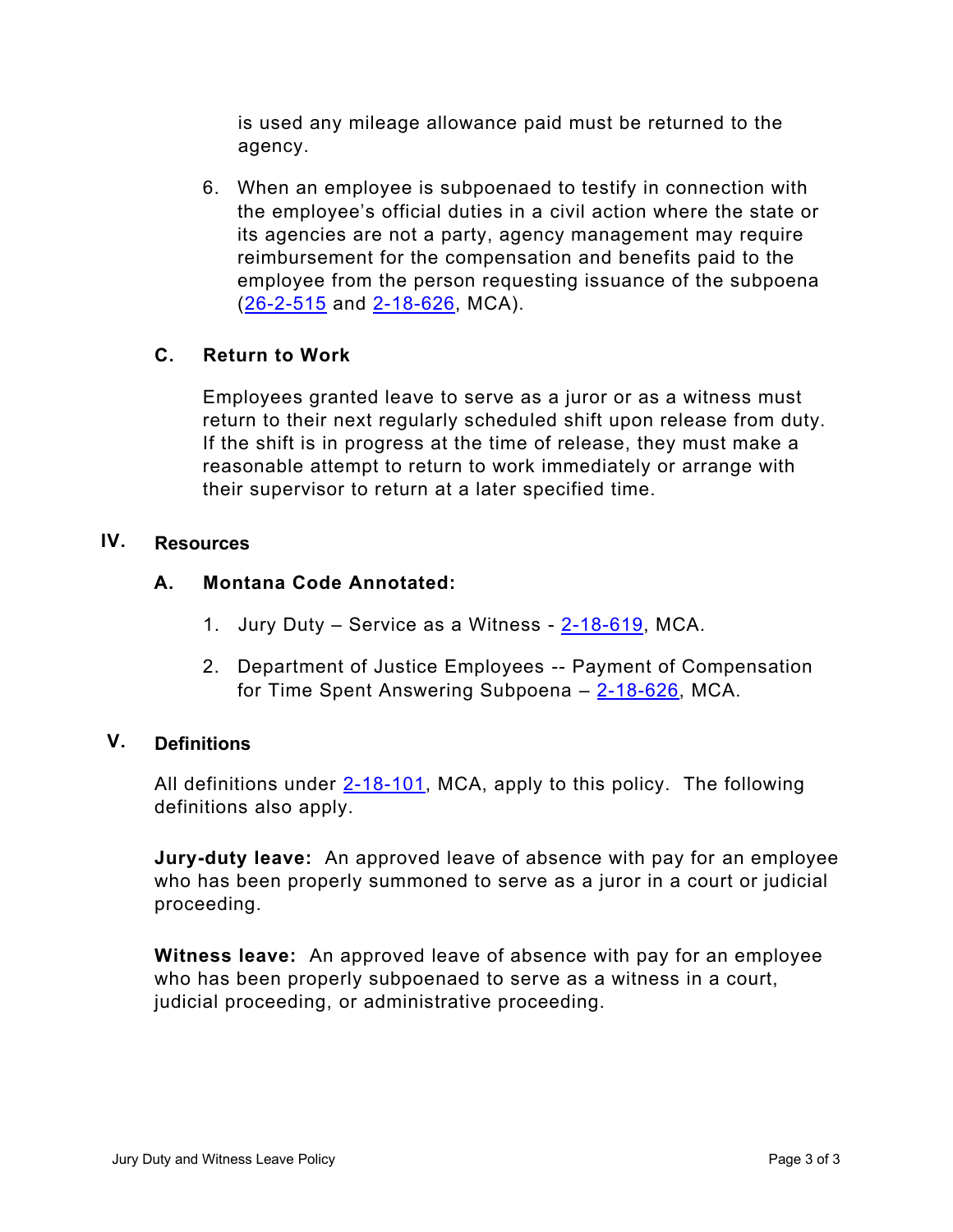is used any mileage allowance paid must be returned to the agency.

6. When an employee is subpoenaed to testify in connection with the employee's official duties in a civil action where the state or its agencies are not a party, agency management may require reimbursement for the compensation and benefits paid to the employee from the person requesting issuance of the subpoena (26-2-515 and 2-18-626, MCA).

### C. Return to Work

Employees granted leave to serve as a juror or as a witness must return to their next regularly scheduled shift upon release from duty. If the shift is in progress at the time of release, they must make a reasonable attempt to return to work immediately or arrange with their supervisor to return at a later specified time.

## IV. Resources

### A. Montana Code Annotated:

1. Jury Duty – Service as a Witness - 2-18-619, MCA.

2. Department of Justice Employees -- Payment of Compensation for Time Spent Answering Subpoena – 2-18-626, MCA.

## V. Definitions

All definitions under 2-18-101, MCA, apply to this policy. The following definitions also apply.

**Jury-duty leave:** An approved leave of absence with pay for an employee who has been properly summoned to serve as a juror in a court or judicial proceeding.

**Witness leave:** An approved leave of absence with pay for an employee who has been properly subpoenaed to serve as a witness in a court, judicial proceeding, or administrative proceeding.